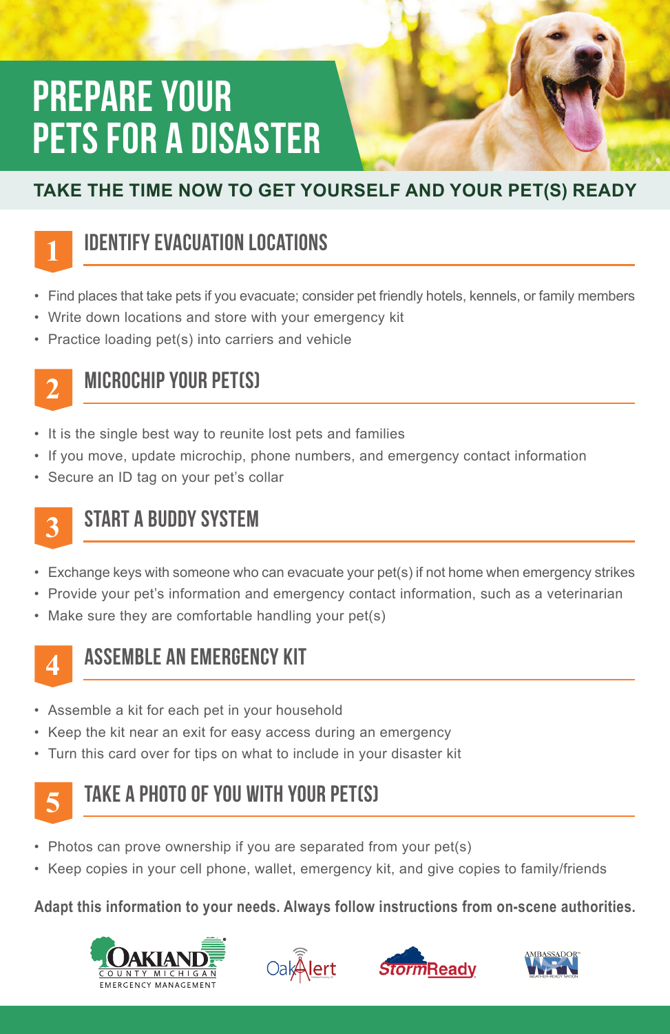# PREPARE YOUR PETS FOR A DISASTER

**TAKE THE TIME NOW TO GET YOURSELF AND YOUR PET(S) READY**

## 1 IDENTIFY EVACUATION LOCATIONS

- Find places that take pets if you evacuate; consider pet friendly hotels, kennels, or family members
- Write down locations and store with your emergency kit
- Practice loading pet(s) into carriers and vehicle

## 2 MICROCHIP YOUR PET(S)

- It is the single best way to reunite lost pets and families
- If you move, update microchip, phone numbers, and emergency contact information
- Secure an ID tag on your pet's collar

## 3 START A BUDDY SYSTEM

- Exchange keys with someone who can evacuate your pet(s) if not home when emergency strikes
- Provide your pet's information and emergency contact information, such as a veterinarian
- Make sure they are comfortable handling your pet(s)

## 4 ASSEMBLE AN EMERGENCY KIT

- Assemble a kit for each pet in your household
- Keep the kit near an exit for easy access during an emergency
- Turn this card over for tips on what to include in your disaster kit

## 5 TAKE A PHOTO OF YOU WITH YOUR PET(S)

- Photos can prove ownership if you are separated from your pet(s)
- Keep copies in your cell phone, wallet, emergency kit, and give copies to family/friends

**Adapt this information to your needs. Always follow instructions from on-scene authorities.**

OAKLAND COUNTY MICHIGAN EMERGENCY MANAGEMENT | OakAlert | StormReady | AMBASSADOR WRN WEATHER-READY NATION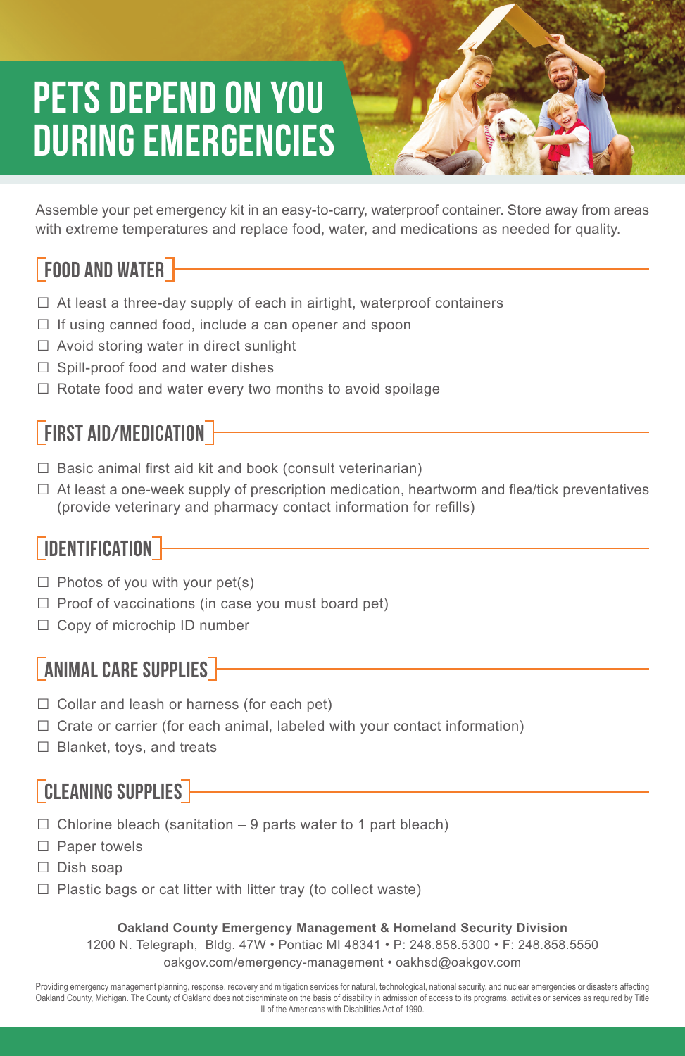# PETS DEPEND ON YOU DURING EMERGENCIES

Assemble your pet emergency kit in an easy-to-carry, waterproof container. Store away from areas with extreme temperatures and replace food, water, and medications as needed for quality.

## FOOD AND WATER

- ☐ At least a three-day supply of each in airtight, waterproof containers
- ☐ If using canned food, include a can opener and spoon
- ☐ Avoid storing water in direct sunlight
- ☐ Spill-proof food and water dishes
- ☐ Rotate food and water every two months to avoid spoilage

## FIRST AID/MEDICATION

- ☐ Basic animal first aid kit and book (consult veterinarian)
- ☐ At least a one-week supply of prescription medication, heartworm and flea/tick preventatives (provide veterinary and pharmacy contact information for refills)

## IDENTIFICATION

- ☐ Photos of you with your pet(s)
- ☐ Proof of vaccinations (in case you must board pet)
- ☐ Copy of microchip ID number

## ANIMAL CARE SUPPLIES

- ☐ Collar and leash or harness (for each pet)
- ☐ Crate or carrier (for each animal, labeled with your contact information)
- ☐ Blanket, toys, and treats

## CLEANING SUPPLIES

- ☐ Chlorine bleach (sanitation – 9 parts water to 1 part bleach)
- ☐ Paper towels
- ☐ Dish soap
- ☐ Plastic bags or cat litter with litter tray (to collect waste)

**Oakland County Emergency Management & Homeland Security Division**
1200 N. Telegraph, Bldg. 47W • Pontiac MI 48341 • P: 248.858.5300 • F: 248.858.5550
oakgov.com/emergency-management • oakhsd@oakgov.com

Providing emergency management planning, response, recovery and mitigation services for natural, technological, national security, and nuclear emergencies or disasters affecting Oakland County, Michigan. The County of Oakland does not discriminate on the basis of disability in admission of access to its programs, activities or services as required by Title II of the Americans with Disabilities Act of 1990.